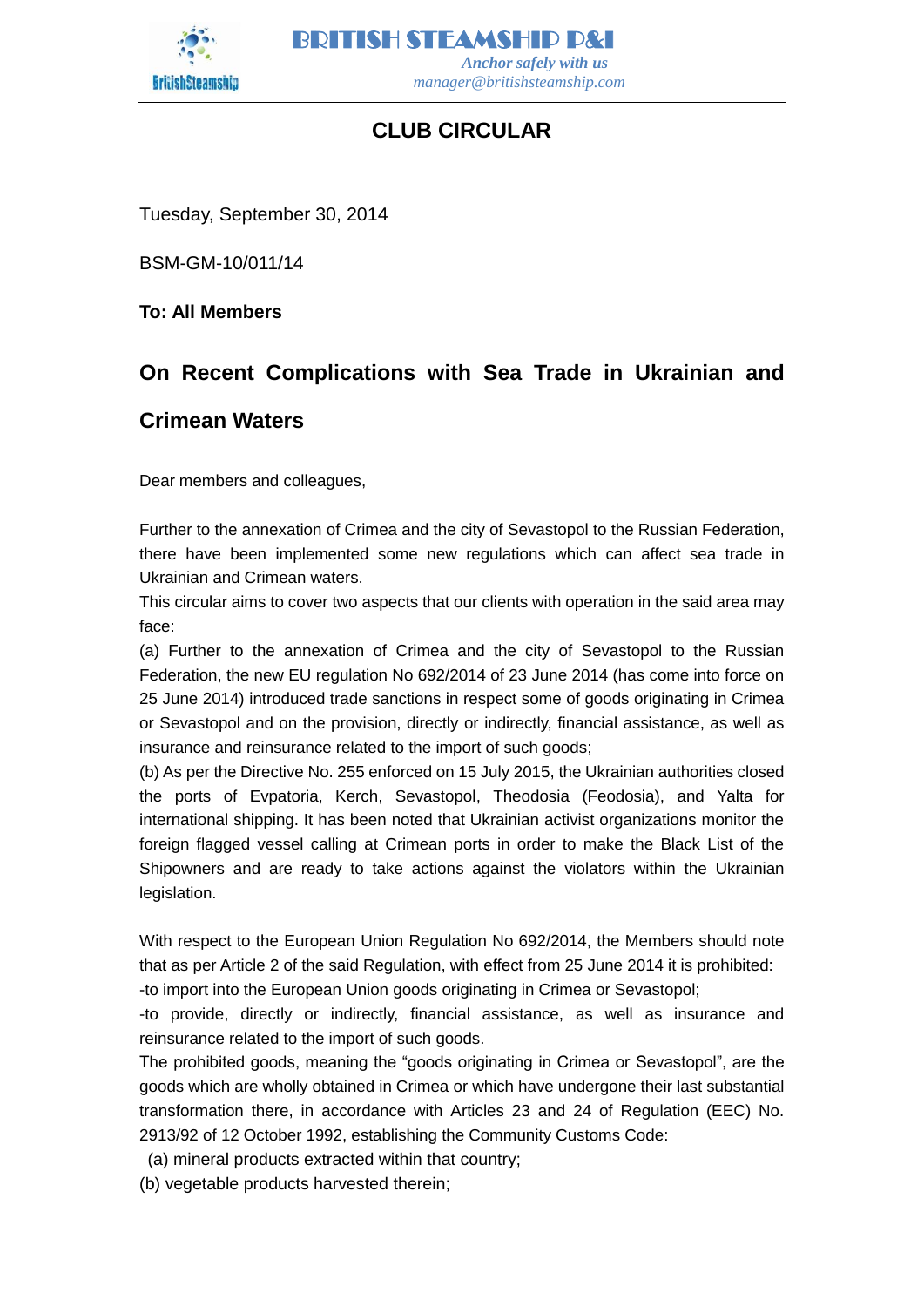BRITISH STEAMSHIP P&I

*Anchor safely with us*

*manager@britishsteamship.com*

# CLUB CIRCULAR

Tuesday, September 30, 2014

BSM-GM-10/011/14

**To: All Members**

## On Recent Complications with Sea Trade in Ukrainian and Crimean Waters

Dear members and colleagues,

Further to the annexation of Crimea and the city of Sevastopol to the Russian Federation, there have been implemented some new regulations which can affect sea trade in Ukrainian and Crimean waters.

This circular aims to cover two aspects that our clients with operation in the said area may face:

(a) Further to the annexation of Crimea and the city of Sevastopol to the Russian Federation, the new EU regulation No 692/2014 of 23 June 2014 (has come into force on 25 June 2014) introduced trade sanctions in respect some of goods originating in Crimea or Sevastopol and on the provision, directly or indirectly, financial assistance, as well as insurance and reinsurance related to the import of such goods;

(b) As per the Directive No. 255 enforced on 15 July 2015, the Ukrainian authorities closed the ports of Evpatoria, Kerch, Sevastopol, Theodosia (Feodosia), and Yalta for international shipping. It has been noted that Ukrainian activist organizations monitor the foreign flagged vessel calling at Crimean ports in order to make the Black List of the Shipowners and are ready to take actions against the violators within the Ukrainian legislation.

With respect to the European Union Regulation No 692/2014, the Members should note that as per Article 2 of the said Regulation, with effect from 25 June 2014 it is prohibited:

-to import into the European Union goods originating in Crimea or Sevastopol;

-to provide, directly or indirectly, financial assistance, as well as insurance and reinsurance related to the import of such goods.

The prohibited goods, meaning the "goods originating in Crimea or Sevastopol", are the goods which are wholly obtained in Crimea or which have undergone their last substantial transformation there, in accordance with Articles 23 and 24 of Regulation (EEC) No. 2913/92 of 12 October 1992, establishing the Community Customs Code:

(a) mineral products extracted within that country;

(b) vegetable products harvested therein;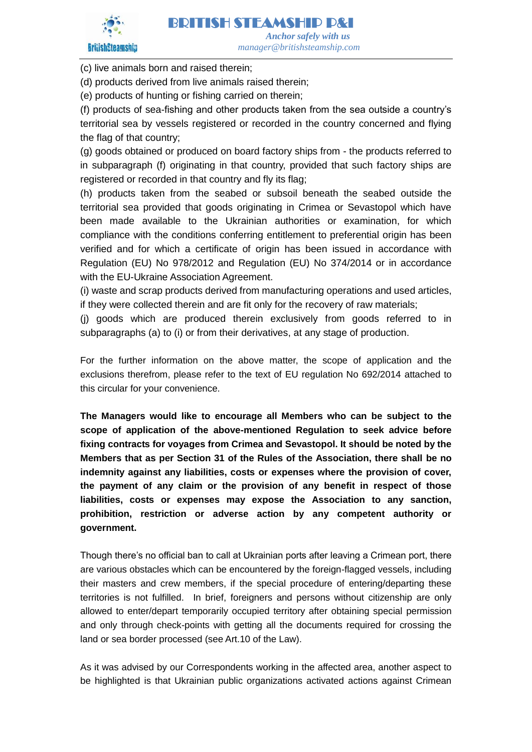(c) live animals born and raised therein;

(d) products derived from live animals raised therein;

(e) products of hunting or fishing carried on therein;

(f) products of sea-fishing and other products taken from the sea outside a country's territorial sea by vessels registered or recorded in the country concerned and flying the flag of that country;

(g) goods obtained or produced on board factory ships from - the products referred to in subparagraph (f) originating in that country, provided that such factory ships are registered or recorded in that country and fly its flag;

(h) products taken from the seabed or subsoil beneath the seabed outside the territorial sea provided that goods originating in Crimea or Sevastopol which have been made available to the Ukrainian authorities or examination, for which compliance with the conditions conferring entitlement to preferential origin has been verified and for which a certificate of origin has been issued in accordance with Regulation (EU) No 978/2012 and Regulation (EU) No 374/2014 or in accordance with the EU-Ukraine Association Agreement.

(i) waste and scrap products derived from manufacturing operations and used articles, if they were collected therein and are fit only for the recovery of raw materials;

(j) goods which are produced therein exclusively from goods referred to in subparagraphs (a) to (i) or from their derivatives, at any stage of production.

For the further information on the above matter, the scope of application and the exclusions therefrom, please refer to the text of EU regulation No 692/2014 attached to this circular for your convenience.

**The Managers would like to encourage all Members who can be subject to the scope of application of the above-mentioned Regulation to seek advice before fixing contracts for voyages from Crimea and Sevastopol. It should be noted by the Members that as per Section 31 of the Rules of the Association, there shall be no indemnity against any liabilities, costs or expenses where the provision of cover, the payment of any claim or the provision of any benefit in respect of those liabilities, costs or expenses may expose the Association to any sanction, prohibition, restriction or adverse action by any competent authority or government.**

Though there's no official ban to call at Ukrainian ports after leaving a Crimean port, there are various obstacles which can be encountered by the foreign-flagged vessels, including their masters and crew members, if the special procedure of entering/departing these territories is not fulfilled. In brief, foreigners and persons without citizenship are only allowed to enter/depart temporarily occupied territory after obtaining special permission and only through check-points with getting all the documents required for crossing the land or sea border processed (see Art.10 of the Law).

As it was advised by our Correspondents working in the affected area, another aspect to be highlighted is that Ukrainian public organizations activated actions against Crimean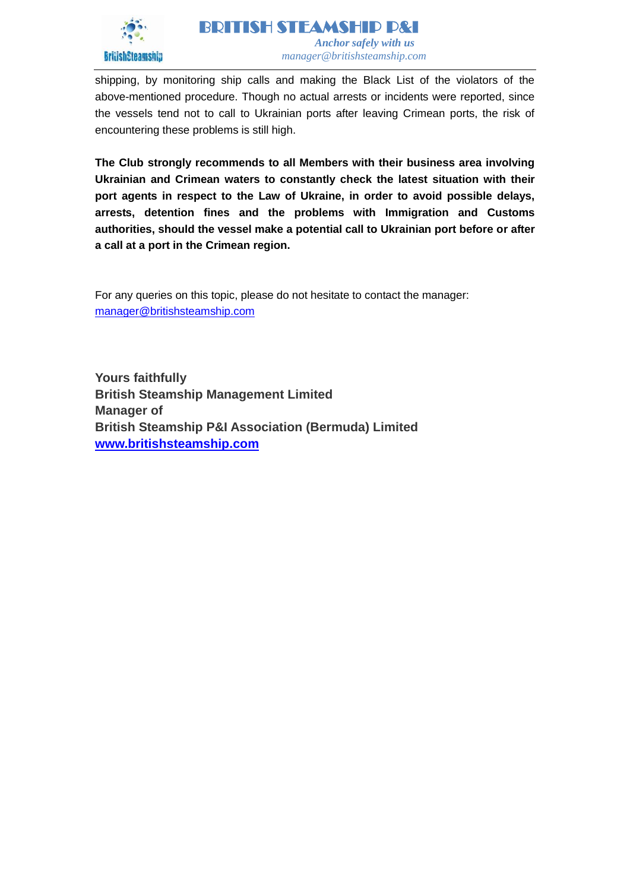shipping, by monitoring ship calls and making the Black List of the violators of the above-mentioned procedure. Though no actual arrests or incidents were reported, since the vessels tend not to call to Ukrainian ports after leaving Crimean ports, the risk of encountering these problems is still high.

**The Club strongly recommends to all Members with their business area involving Ukrainian and Crimean waters to constantly check the latest situation with their port agents in respect to the Law of Ukraine, in order to avoid possible delays, arrests, detention fines and the problems with Immigration and Customs authorities, should the vessel make a potential call to Ukrainian port before or after a call at a port in the Crimean region.**

For any queries on this topic, please do not hesitate to contact the manager: manager@britishsteamship.com

**Yours faithfully**
**British Steamship Management Limited**
**Manager of**
**British Steamship P&I Association (Bermuda) Limited**
**www.britishsteamship.com**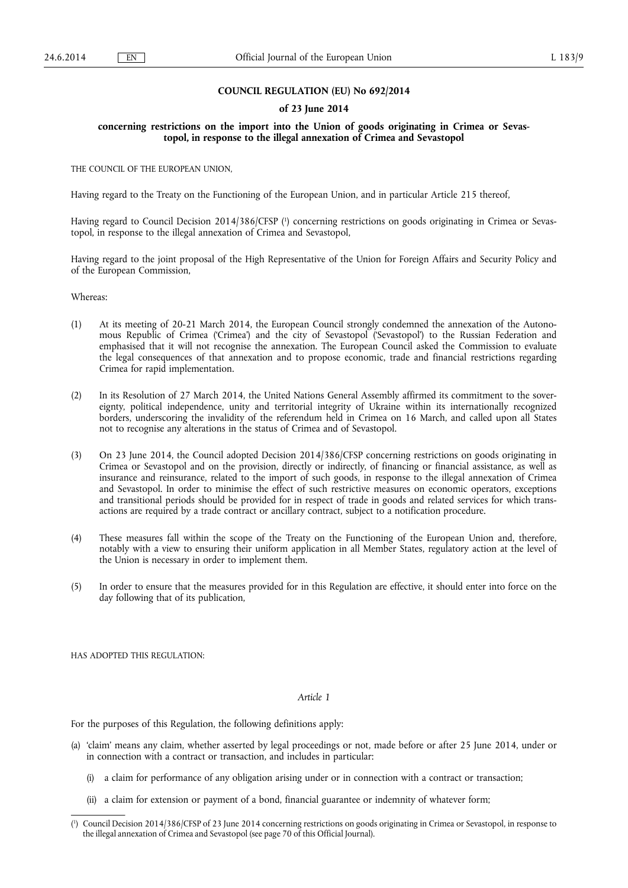**COUNCIL REGULATION (EU) No 692/2014**

**of 23 June 2014**

**concerning restrictions on the import into the Union of goods originating in Crimea or Sevastopol, in response to the illegal annexation of Crimea and Sevastopol**

THE COUNCIL OF THE EUROPEAN UNION,

Having regard to the Treaty on the Functioning of the European Union, and in particular Article 215 thereof,

Having regard to Council Decision 2014/386/CFSP [1] concerning restrictions on goods originating in Crimea or Sevastopol, in response to the illegal annexation of Crimea and Sevastopol,

Having regard to the joint proposal of the High Representative of the Union for Foreign Affairs and Security Policy and of the European Commission,

Whereas:

(1) At its meeting of 20-21 March 2014, the European Council strongly condemned the annexation of the Autonomous Republic of Crimea ('Crimea') and the city of Sevastopol ('Sevastopol') to the Russian Federation and emphasised that it will not recognise the annexation. The European Council asked the Commission to evaluate the legal consequences of that annexation and to propose economic, trade and financial restrictions regarding Crimea for rapid implementation.

(2) In its Resolution of 27 March 2014, the United Nations General Assembly affirmed its commitment to the sovereignty, political independence, unity and territorial integrity of Ukraine within its internationally recognized borders, underscoring the invalidity of the referendum held in Crimea on 16 March, and called upon all States not to recognise any alterations in the status of Crimea and of Sevastopol.

(3) On 23 June 2014, the Council adopted Decision 2014/386/CFSP concerning restrictions on goods originating in Crimea or Sevastopol and on the provision, directly or indirectly, of financing or financial assistance, as well as insurance and reinsurance, related to the import of such goods, in response to the illegal annexation of Crimea and Sevastopol. In order to minimise the effect of such restrictive measures on economic operators, exceptions and transitional periods should be provided for in respect of trade in goods and related services for which transactions are required by a trade contract or ancillary contract, subject to a notification procedure.

(4) These measures fall within the scope of the Treaty on the Functioning of the European Union and, therefore, notably with a view to ensuring their uniform application in all Member States, regulatory action at the level of the Union is necessary in order to implement them.

(5) In order to ensure that the measures provided for in this Regulation are effective, it should enter into force on the day following that of its publication,

HAS ADOPTED THIS REGULATION:

*Article 1*

For the purposes of this Regulation, the following definitions apply:

(a) 'claim' means any claim, whether asserted by legal proceedings or not, made before or after 25 June 2014, under or in connection with a contract or transaction, and includes in particular:

   (i) a claim for performance of any obligation arising under or in connection with a contract or transaction;

   (ii) a claim for extension or payment of a bond, financial guarantee or indemnity of whatever form;

[1] Council Decision 2014/386/CFSP of 23 June 2014 concerning restrictions on goods originating in Crimea or Sevastopol, in response to the illegal annexation of Crimea and Sevastopol (see page 70 of this Official Journal).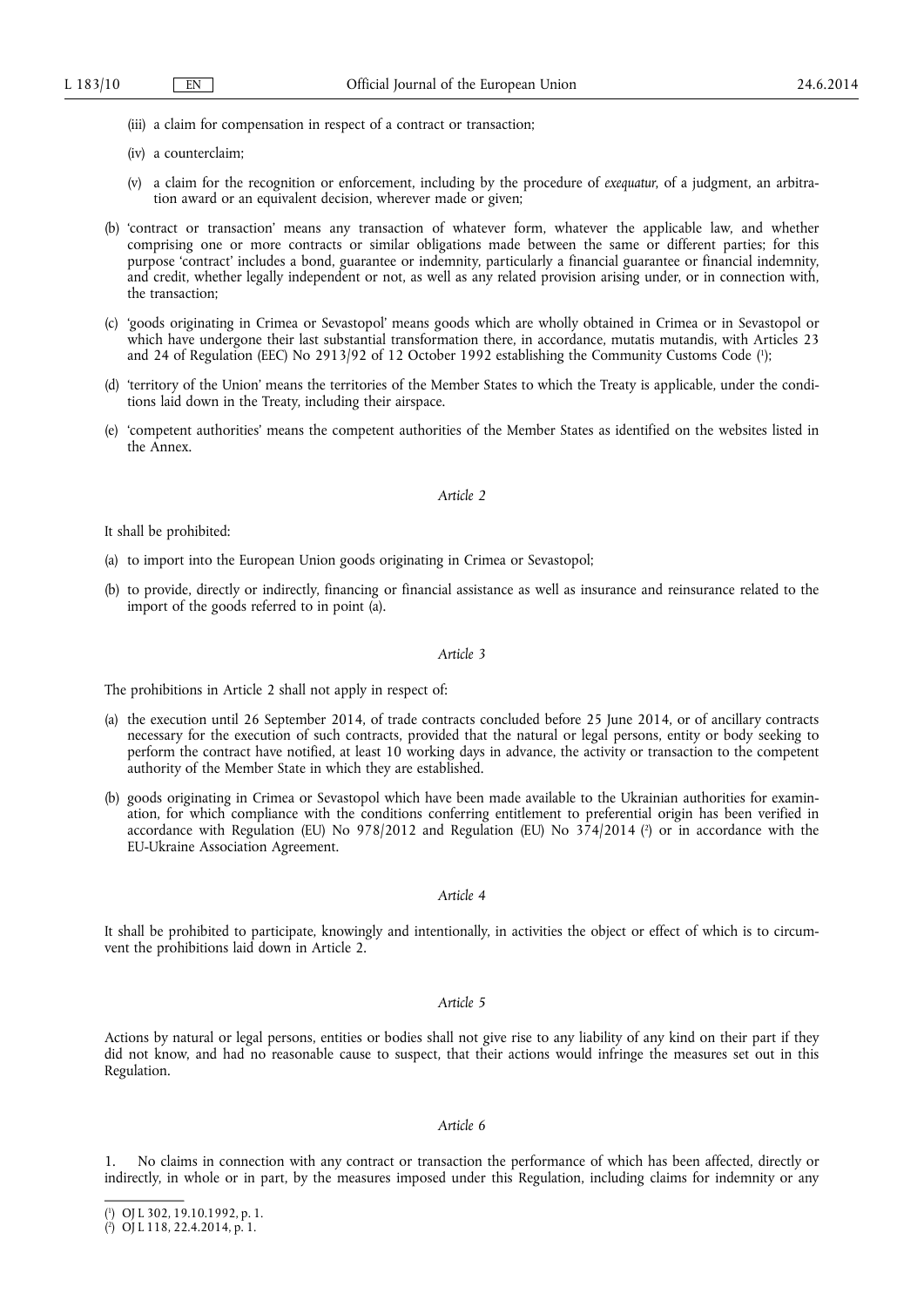(iii) a claim for compensation in respect of a contract or transaction;

(iv) a counterclaim;

(v) a claim for the recognition or enforcement, including by the procedure of *exequatur*, of a judgment, an arbitration award or an equivalent decision, wherever made or given;

(b) 'contract or transaction' means any transaction of whatever form, whatever the applicable law, and whether comprising one or more contracts or similar obligations made between the same or different parties; for this purpose 'contract' includes a bond, guarantee or indemnity, particularly a financial guarantee or financial indemnity, and credit, whether legally independent or not, as well as any related provision arising under, or in connection with, the transaction;

(c) 'goods originating in Crimea or Sevastopol' means goods which are wholly obtained in Crimea or in Sevastopol or which have undergone their last substantial transformation there, in accordance, mutatis mutandis, with Articles 23 and 24 of Regulation (EEC) No 2913/92 of 12 October 1992 establishing the Community Customs Code [1];

(d) 'territory of the Union' means the territories of the Member States to which the Treaty is applicable, under the conditions laid down in the Treaty, including their airspace.

(e) 'competent authorities' means the competent authorities of the Member States as identified on the websites listed in the Annex.

*Article 2*

It shall be prohibited:

(a) to import into the European Union goods originating in Crimea or Sevastopol;

(b) to provide, directly or indirectly, financing or financial assistance as well as insurance and reinsurance related to the import of the goods referred to in point (a).

*Article 3*

The prohibitions in Article 2 shall not apply in respect of:

(a) the execution until 26 September 2014, of trade contracts concluded before 25 June 2014, or of ancillary contracts necessary for the execution of such contracts, provided that the natural or legal persons, entity or body seeking to perform the contract have notified, at least 10 working days in advance, the activity or transaction to the competent authority of the Member State in which they are established.

(b) goods originating in Crimea or Sevastopol which have been made available to the Ukrainian authorities for examination, for which compliance with the conditions conferring entitlement to preferential origin has been verified in accordance with Regulation (EU) No 978/2012 and Regulation (EU) No 374/2014 [2] or in accordance with the EU-Ukraine Association Agreement.

*Article 4*

It shall be prohibited to participate, knowingly and intentionally, in activities the object or effect of which is to circumvent the prohibitions laid down in Article 2.

*Article 5*

Actions by natural or legal persons, entities or bodies shall not give rise to any liability of any kind on their part if they did not know, and had no reasonable cause to suspect, that their actions would infringe the measures set out in this Regulation.

*Article 6*

1. No claims in connection with any contract or transaction the performance of which has been affected, directly or indirectly, in whole or in part, by the measures imposed under this Regulation, including claims for indemnity or any

---

[1] OJ L 302, 19.10.1992, p. 1.

[2] OJ L 118, 22.4.2014, p. 1.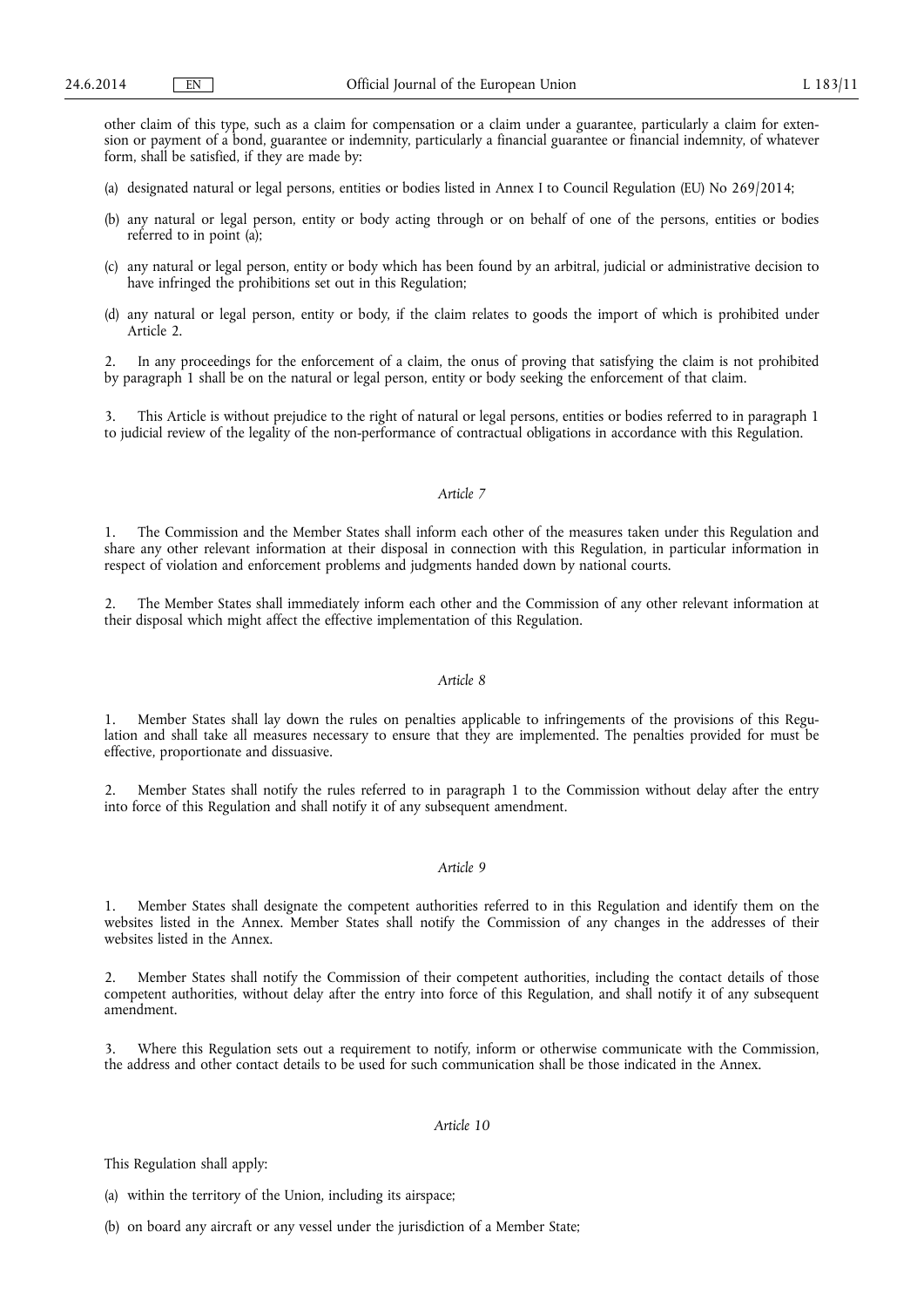other claim of this type, such as a claim for compensation or a claim under a guarantee, particularly a claim for extension or payment of a bond, guarantee or indemnity, particularly a financial guarantee or financial indemnity, of whatever form, shall be satisfied, if they are made by:

(a) designated natural or legal persons, entities or bodies listed in Annex I to Council Regulation (EU) No 269/2014;

(b) any natural or legal person, entity or body acting through or on behalf of one of the persons, entities or bodies referred to in point (a);

(c) any natural or legal person, entity or body which has been found by an arbitral, judicial or administrative decision to have infringed the prohibitions set out in this Regulation;

(d) any natural or legal person, entity or body, if the claim relates to goods the import of which is prohibited under Article 2.

2. In any proceedings for the enforcement of a claim, the onus of proving that satisfying the claim is not prohibited by paragraph 1 shall be on the natural or legal person, entity or body seeking the enforcement of that claim.

3. This Article is without prejudice to the right of natural or legal persons, entities or bodies referred to in paragraph 1 to judicial review of the legality of the non-performance of contractual obligations in accordance with this Regulation.

*Article 7*

1. The Commission and the Member States shall inform each other of the measures taken under this Regulation and share any other relevant information at their disposal in connection with this Regulation, in particular information in respect of violation and enforcement problems and judgments handed down by national courts.

2. The Member States shall immediately inform each other and the Commission of any other relevant information at their disposal which might affect the effective implementation of this Regulation.

*Article 8*

1. Member States shall lay down the rules on penalties applicable to infringements of the provisions of this Regulation and shall take all measures necessary to ensure that they are implemented. The penalties provided for must be effective, proportionate and dissuasive.

2. Member States shall notify the rules referred to in paragraph 1 to the Commission without delay after the entry into force of this Regulation and shall notify it of any subsequent amendment.

*Article 9*

1. Member States shall designate the competent authorities referred to in this Regulation and identify them on the websites listed in the Annex. Member States shall notify the Commission of any changes in the addresses of their websites listed in the Annex.

2. Member States shall notify the Commission of their competent authorities, including the contact details of those competent authorities, without delay after the entry into force of this Regulation, and shall notify it of any subsequent amendment.

3. Where this Regulation sets out a requirement to notify, inform or otherwise communicate with the Commission, the address and other contact details to be used for such communication shall be those indicated in the Annex.

*Article 10*

This Regulation shall apply:

(a) within the territory of the Union, including its airspace;

(b) on board any aircraft or any vessel under the jurisdiction of a Member State;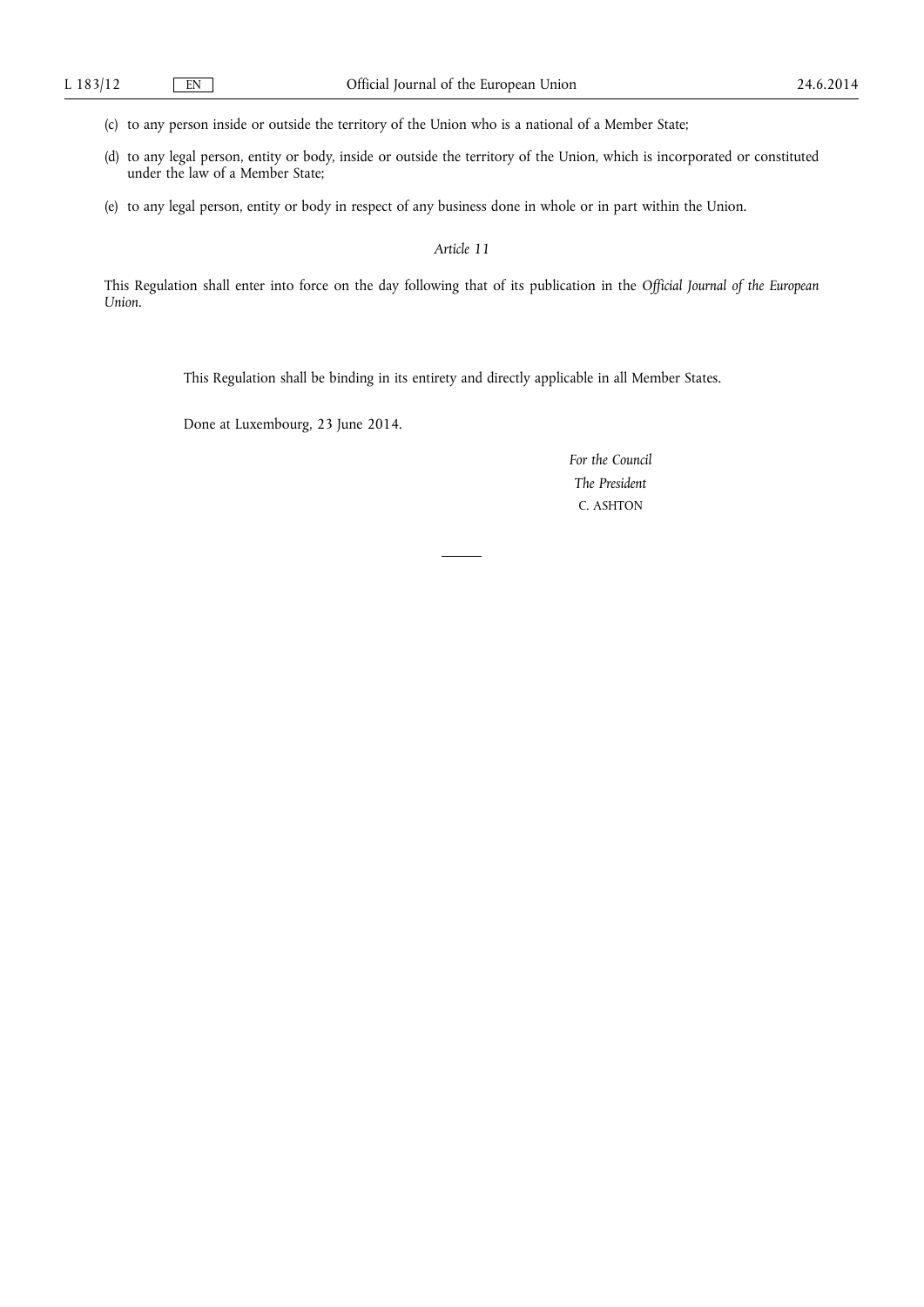(c) to any person inside or outside the territory of the Union who is a national of a Member State;

(d) to any legal person, entity or body, inside or outside the territory of the Union, which is incorporated or constituted under the law of a Member State;

(e) to any legal person, entity or body in respect of any business done in whole or in part within the Union.

*Article 11*

This Regulation shall enter into force on the day following that of its publication in the *Official Journal of the European Union*.

This Regulation shall be binding in its entirety and directly applicable in all Member States.

Done at Luxembourg, 23 June 2014.

*For the Council*

*The President*

C. ASHTON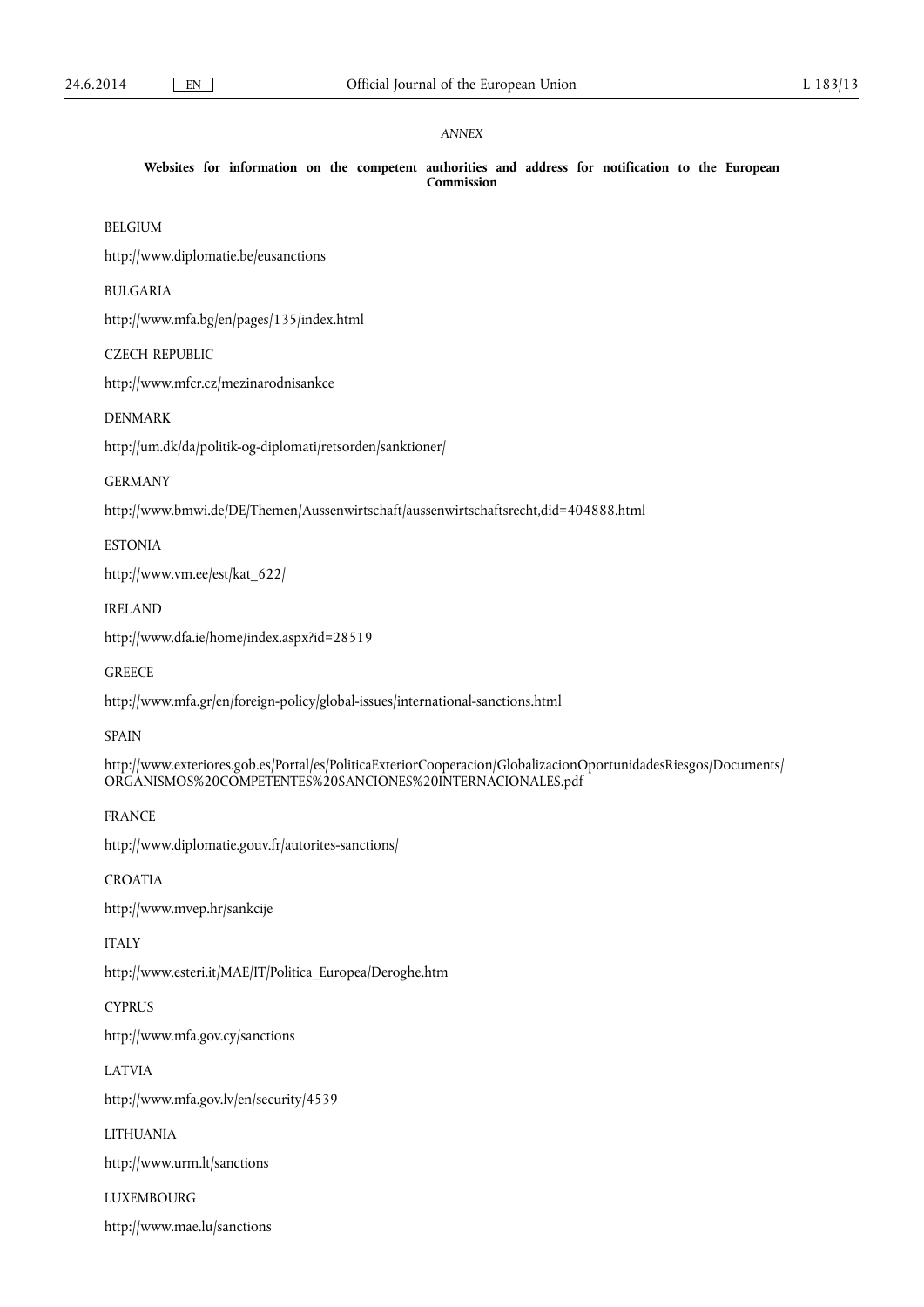*ANNEX*

**Websites for information on the competent authorities and address for notification to the European Commission**

BELGIUM

http://www.diplomatie.be/eusanctions

BULGARIA

http://www.mfa.bg/en/pages/135/index.html

CZECH REPUBLIC

http://www.mfcr.cz/mezinarodnisankce

DENMARK

http://um.dk/da/politik-og-diplomati/retsorden/sanktioner/

GERMANY

http://www.bmwi.de/DE/Themen/Aussenwirtschaft/aussenwirtschaftsrecht,did=404888.html

ESTONIA

http://www.vm.ee/est/kat_622/

IRELAND

http://www.dfa.ie/home/index.aspx?id=28519

GREECE

http://www.mfa.gr/en/foreign-policy/global-issues/international-sanctions.html

SPAIN

http://www.exteriores.gob.es/Portal/es/PoliticaExteriorCooperacion/GlobalizacionOportunidadesRiesgos/Documents/ORGANISMOS%20COMPETENTES%20SANCIONES%20INTERNACIONALES.pdf

FRANCE

http://www.diplomatie.gouv.fr/autorites-sanctions/

CROATIA

http://www.mvep.hr/sankcije

ITALY

http://www.esteri.it/MAE/IT/Politica_Europea/Deroghe.htm

CYPRUS

http://www.mfa.gov.cy/sanctions

LATVIA

http://www.mfa.gov.lv/en/security/4539

LITHUANIA

http://www.urm.lt/sanctions

LUXEMBOURG

http://www.mae.lu/sanctions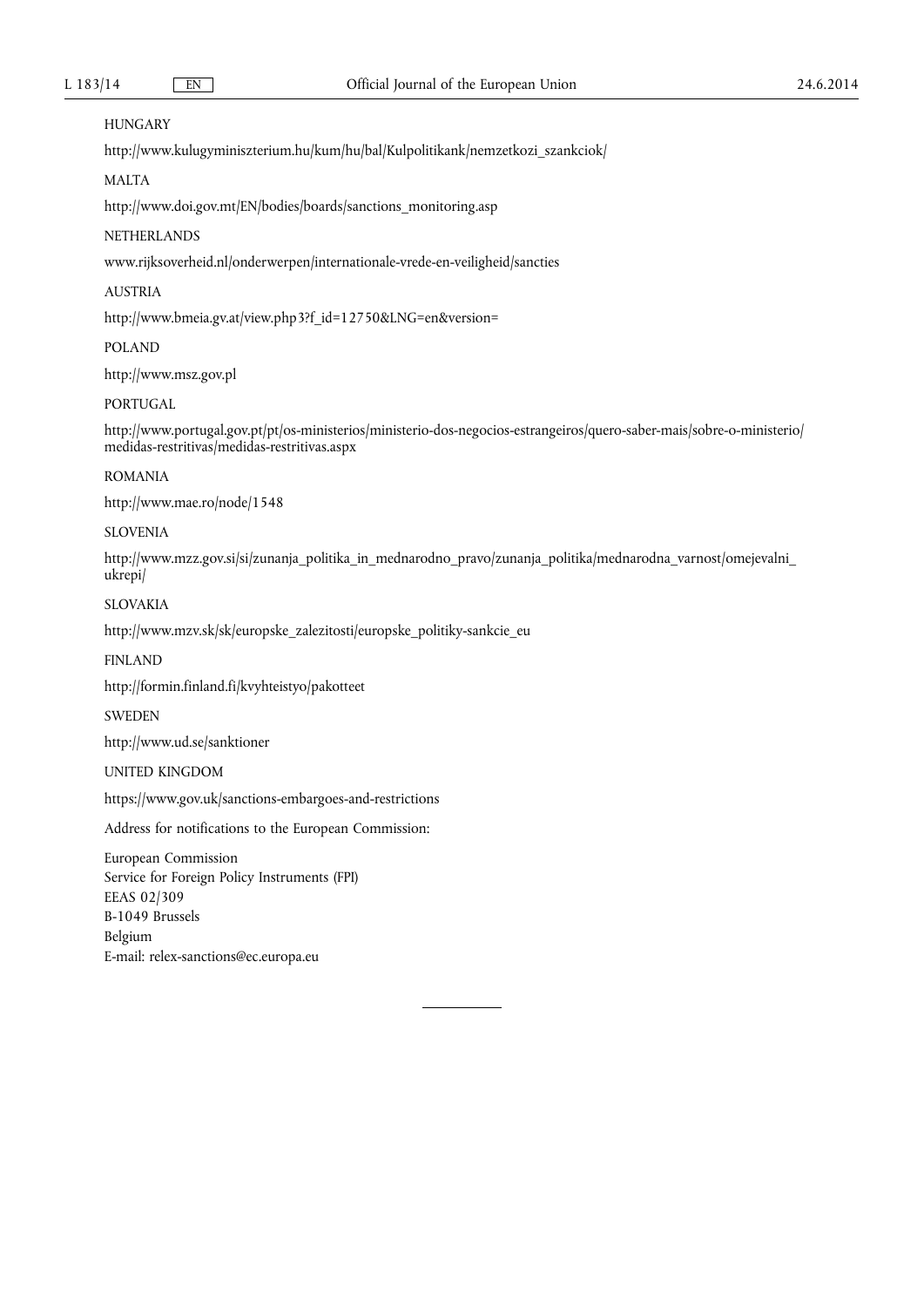HUNGARY

http://www.kulugyminiszterium.hu/kum/hu/bal/Kulpolitikank/nemzetkozi_szankciok/

MALTA

http://www.doi.gov.mt/EN/bodies/boards/sanctions_monitoring.asp

NETHERLANDS

www.rijksoverheid.nl/onderwerpen/internationale-vrede-en-veiligheid/sancties

AUSTRIA

http://www.bmeia.gv.at/view.php3?f_id=12750&LNG=en&version=

POLAND

http://www.msz.gov.pl

PORTUGAL

http://www.portugal.gov.pt/pt/os-ministerios/ministerio-dos-negocios-estrangeiros/quero-saber-mais/sobre-o-ministerio/medidas-restritivas/medidas-restritivas.aspx

ROMANIA

http://www.mae.ro/node/1548

SLOVENIA

http://www.mzz.gov.si/si/zunanja_politika_in_mednarodno_pravo/zunanja_politika/mednarodna_varnost/omejevalni_ukrepi/

SLOVAKIA

http://www.mzv.sk/sk/europske_zalezitosti/europske_politiky-sankcie_eu

FINLAND

http://formin.finland.fi/kvyhteistyo/pakotteet

SWEDEN

http://www.ud.se/sanktioner

UNITED KINGDOM

https://www.gov.uk/sanctions-embargoes-and-restrictions

Address for notifications to the European Commission:

European Commission
Service for Foreign Policy Instruments (FPI)
EEAS 02/309
B-1049 Brussels
Belgium
E-mail: relex-sanctions@ec.europa.eu